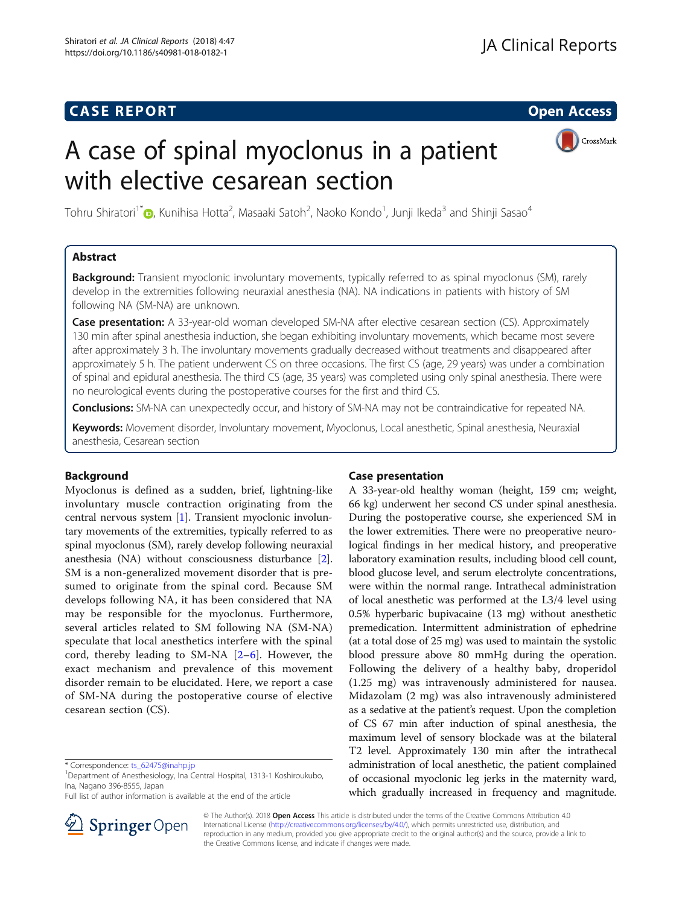CASE REPORT

Open Access

# A case of spinal myoclonus in a patient with elective cesarean section

Tohru Shiratori[1*], Kunihisa Hotta[2], Masaaki Satoh[2], Naoko Kondo[1], Junji Ikeda[3] and Shinji Sasao[4]

## Abstract

**Background:** Transient myoclonic involuntary movements, typically referred to as spinal myoclonus (SM), rarely develop in the extremities following neuraxial anesthesia (NA). NA indications in patients with history of SM following NA (SM-NA) are unknown.

**Case presentation:** A 33-year-old woman developed SM-NA after elective cesarean section (CS). Approximately 130 min after spinal anesthesia induction, she began exhibiting involuntary movements, which became most severe after approximately 3 h. The involuntary movements gradually decreased without treatments and disappeared after approximately 5 h. The patient underwent CS on three occasions. The first CS (age, 29 years) was under a combination of spinal and epidural anesthesia. The third CS (age, 35 years) was completed using only spinal anesthesia. There were no neurological events during the postoperative courses for the first and third CS.

**Conclusions:** SM-NA can unexpectedly occur, and history of SM-NA may not be contraindicative for repeated NA.

**Keywords:** Movement disorder, Involuntary movement, Myoclonus, Local anesthetic, Spinal anesthesia, Neuraxial anesthesia, Cesarean section

## Background

Myoclonus is defined as a sudden, brief, lightning-like involuntary muscle contraction originating from the central nervous system [1]. Transient myoclonic involuntary movements of the extremities, typically referred to as spinal myoclonus (SM), rarely develop following neuraxial anesthesia (NA) without consciousness disturbance [2]. SM is a non-generalized movement disorder that is presumed to originate from the spinal cord. Because SM develops following NA, it has been considered that NA may be responsible for the myoclonus. Furthermore, several articles related to SM following NA (SM-NA) speculate that local anesthetics interfere with the spinal cord, thereby leading to SM-NA [2–6]. However, the exact mechanism and prevalence of this movement disorder remain to be elucidated. Here, we report a case of SM-NA during the postoperative course of elective cesarean section (CS).

## Case presentation

A 33-year-old healthy woman (height, 159 cm; weight, 66 kg) underwent her second CS under spinal anesthesia. During the postoperative course, she experienced SM in the lower extremities. There were no preoperative neurological findings in her medical history, and preoperative laboratory examination results, including blood cell count, blood glucose level, and serum electrolyte concentrations, were within the normal range. Intrathecal administration of local anesthetic was performed at the L3/4 level using 0.5% hyperbaric bupivacaine (13 mg) without anesthetic premedication. Intermittent administration of ephedrine (at a total dose of 25 mg) was used to maintain the systolic blood pressure above 80 mmHg during the operation. Following the delivery of a healthy baby, droperidol (1.25 mg) was intravenously administered for nausea. Midazolam (2 mg) was also intravenously administered as a sedative at the patient's request. Upon the completion of CS 67 min after induction of spinal anesthesia, the maximum level of sensory blockade was at the bilateral T2 level. Approximately 130 min after the intrathecal administration of local anesthetic, the patient complained of occasional myoclonic leg jerks in the maternity ward, which gradually increased in frequency and magnitude.

* Correspondence: ts_62475@inahp.jp
[1]Department of Anesthesiology, Ina Central Hospital, 1313-1 Koshiroukubo, Ina, Nagano 396-8555, Japan
Full list of author information is available at the end of the article

© The Author(s). 2018 **Open Access** This article is distributed under the terms of the Creative Commons Attribution 4.0 International License (http://creativecommons.org/licenses/by/4.0/), which permits unrestricted use, distribution, and reproduction in any medium, provided you give appropriate credit to the original author(s) and the source, provide a link to the Creative Commons license, and indicate if changes were made.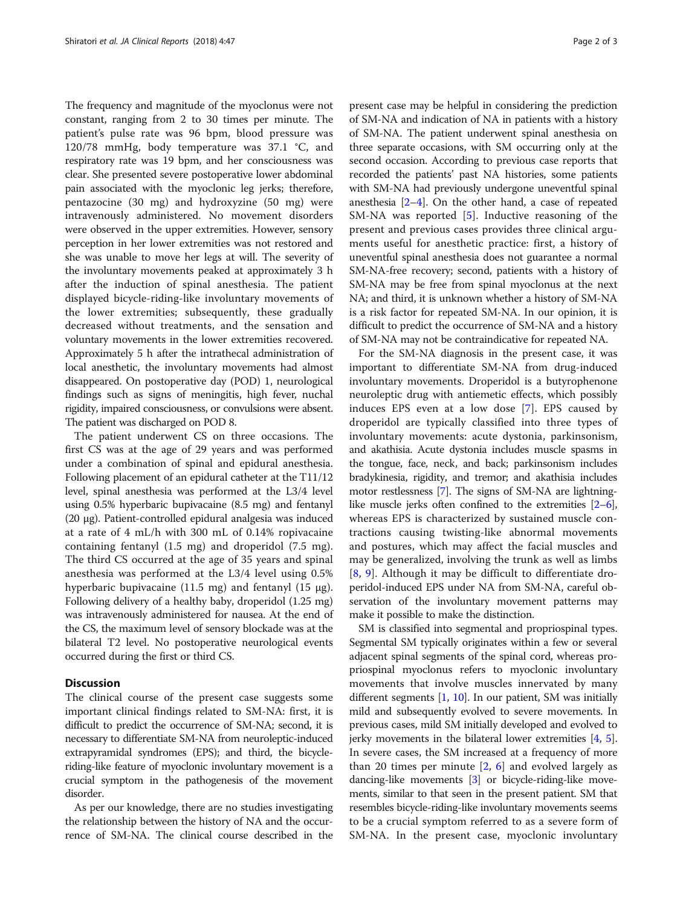The frequency and magnitude of the myoclonus were not constant, ranging from 2 to 30 times per minute. The patient's pulse rate was 96 bpm, blood pressure was 120/78 mmHg, body temperature was 37.1 °C, and respiratory rate was 19 bpm, and her consciousness was clear. She presented severe postoperative lower abdominal pain associated with the myoclonic leg jerks; therefore, pentazocine (30 mg) and hydroxyzine (50 mg) were intravenously administered. No movement disorders were observed in the upper extremities. However, sensory perception in her lower extremities was not restored and she was unable to move her legs at will. The severity of the involuntary movements peaked at approximately 3 h after the induction of spinal anesthesia. The patient displayed bicycle-riding-like involuntary movements of the lower extremities; subsequently, these gradually decreased without treatments, and the sensation and voluntary movements in the lower extremities recovered. Approximately 5 h after the intrathecal administration of local anesthetic, the involuntary movements had almost disappeared. On postoperative day (POD) 1, neurological findings such as signs of meningitis, high fever, nuchal rigidity, impaired consciousness, or convulsions were absent. The patient was discharged on POD 8.

The patient underwent CS on three occasions. The first CS was at the age of 29 years and was performed under a combination of spinal and epidural anesthesia. Following placement of an epidural catheter at the T11/12 level, spinal anesthesia was performed at the L3/4 level using 0.5% hyperbaric bupivacaine (8.5 mg) and fentanyl (20 μg). Patient-controlled epidural analgesia was induced at a rate of 4 mL/h with 300 mL of 0.14% ropivacaine containing fentanyl (1.5 mg) and droperidol (7.5 mg). The third CS occurred at the age of 35 years and spinal anesthesia was performed at the L3/4 level using 0.5% hyperbaric bupivacaine (11.5 mg) and fentanyl (15 μg). Following delivery of a healthy baby, droperidol (1.25 mg) was intravenously administered for nausea. At the end of the CS, the maximum level of sensory blockade was at the bilateral T2 level. No postoperative neurological events occurred during the first or third CS.

## Discussion

The clinical course of the present case suggests some important clinical findings related to SM-NA: first, it is difficult to predict the occurrence of SM-NA; second, it is necessary to differentiate SM-NA from neuroleptic-induced extrapyramidal syndromes (EPS); and third, the bicycle-riding-like feature of myoclonic involuntary movement is a crucial symptom in the pathogenesis of the movement disorder.

As per our knowledge, there are no studies investigating the relationship between the history of NA and the occurrence of SM-NA. The clinical course described in the present case may be helpful in considering the prediction of SM-NA and indication of NA in patients with a history of SM-NA. The patient underwent spinal anesthesia on three separate occasions, with SM occurring only at the second occasion. According to previous case reports that recorded the patients' past NA histories, some patients with SM-NA had previously undergone uneventful spinal anesthesia [2–4]. On the other hand, a case of repeated SM-NA was reported [5]. Inductive reasoning of the present and previous cases provides three clinical arguments useful for anesthetic practice: first, a history of uneventful spinal anesthesia does not guarantee a normal SM-NA-free recovery; second, patients with a history of SM-NA may be free from spinal myoclonus at the next NA; and third, it is unknown whether a history of SM-NA is a risk factor for repeated SM-NA. In our opinion, it is difficult to predict the occurrence of SM-NA and a history of SM-NA may not be contraindicative for repeated NA.

For the SM-NA diagnosis in the present case, it was important to differentiate SM-NA from drug-induced involuntary movements. Droperidol is a butyrophenone neuroleptic drug with antiemetic effects, which possibly induces EPS even at a low dose [7]. EPS caused by droperidol are typically classified into three types of involuntary movements: acute dystonia, parkinsonism, and akathisia. Acute dystonia includes muscle spasms in the tongue, face, neck, and back; parkinsonism includes bradykinesia, rigidity, and tremor; and akathisia includes motor restlessness [7]. The signs of SM-NA are lightning-like muscle jerks often confined to the extremities [2–6], whereas EPS is characterized by sustained muscle contractions causing twisting-like abnormal movements and postures, which may affect the facial muscles and may be generalized, involving the trunk as well as limbs [8, 9]. Although it may be difficult to differentiate droperidol-induced EPS under NA from SM-NA, careful observation of the involuntary movement patterns may make it possible to make the distinction.

SM is classified into segmental and propriospinal types. Segmental SM typically originates within a few or several adjacent spinal segments of the spinal cord, whereas propriospinal myoclonus refers to myoclonic involuntary movements that involve muscles innervated by many different segments [1, 10]. In our patient, SM was initially mild and subsequently evolved to severe movements. In previous cases, mild SM initially developed and evolved to jerky movements in the bilateral lower extremities [4, 5]. In severe cases, the SM increased at a frequency of more than 20 times per minute [2, 6] and evolved largely as dancing-like movements [3] or bicycle-riding-like movements, similar to that seen in the present patient. SM that resembles bicycle-riding-like involuntary movements seems to be a crucial symptom referred to as a severe form of SM-NA. In the present case, myoclonic involuntary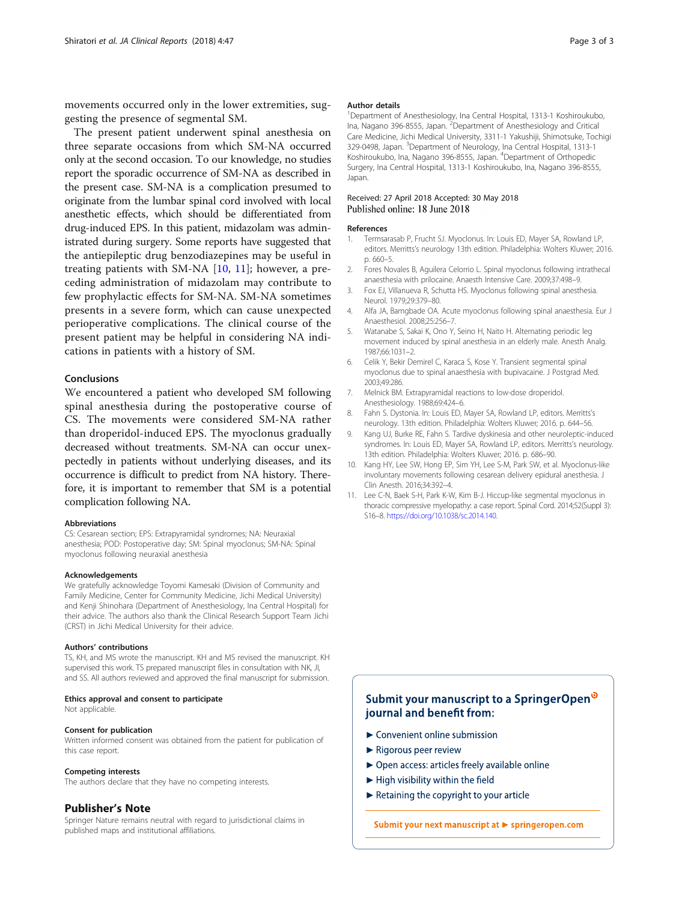movements occurred only in the lower extremities, suggesting the presence of segmental SM.

The present patient underwent spinal anesthesia on three separate occasions from which SM-NA occurred only at the second occasion. To our knowledge, no studies report the sporadic occurrence of SM-NA as described in the present case. SM-NA is a complication presumed to originate from the lumbar spinal cord involved with local anesthetic effects, which should be differentiated from drug-induced EPS. In this patient, midazolam was administrated during surgery. Some reports have suggested that the antiepileptic drug benzodiazepines may be useful in treating patients with SM-NA [10, 11]; however, a preceding administration of midazolam may contribute to few prophylactic effects for SM-NA. SM-NA sometimes presents in a severe form, which can cause unexpected perioperative complications. The clinical course of the present patient may be helpful in considering NA indications in patients with a history of SM.

## Conclusions

We encountered a patient who developed SM following spinal anesthesia during the postoperative course of CS. The movements were considered SM-NA rather than droperidol-induced EPS. The myoclonus gradually decreased without treatments. SM-NA can occur unexpectedly in patients without underlying diseases, and its occurrence is difficult to predict from NA history. Therefore, it is important to remember that SM is a potential complication following NA.

### Abbreviations

CS: Cesarean section; EPS: Extrapyramidal syndromes; NA: Neuraxial anesthesia; POD: Postoperative day; SM: Spinal myoclonus; SM-NA: Spinal myoclonus following neuraxial anesthesia

### Acknowledgements

We gratefully acknowledge Toyomi Kamesaki (Division of Community and Family Medicine, Center for Community Medicine, Jichi Medical University) and Kenji Shinohara (Department of Anesthesiology, Ina Central Hospital) for their advice. The authors also thank the Clinical Research Support Team Jichi (CRST) in Jichi Medical University for their advice.

### Authors' contributions

TS, KH, and MS wrote the manuscript. KH and MS revised the manuscript. KH supervised this work. TS prepared manuscript files in consultation with NK, JI, and SS. All authors reviewed and approved the final manuscript for submission.

### Ethics approval and consent to participate

Not applicable.

### Consent for publication

Written informed consent was obtained from the patient for publication of this case report.

### Competing interests

The authors declare that they have no competing interests.

## Publisher's Note

Springer Nature remains neutral with regard to jurisdictional claims in published maps and institutional affiliations.

### Author details

[1]Department of Anesthesiology, Ina Central Hospital, 1313-1 Koshiroukubo, Ina, Nagano 396-8555, Japan. [2]Department of Anesthesiology and Critical Care Medicine, Jichi Medical University, 3311-1 Yakushiji, Shimotsuke, Tochigi 329-0498, Japan. [3]Department of Neurology, Ina Central Hospital, 1313-1 Koshiroukubo, Ina, Nagano 396-8555, Japan. [4]Department of Orthopedic Surgery, Ina Central Hospital, 1313-1 Koshiroukubo, Ina, Nagano 396-8555, Japan.

Received: 27 April 2018 Accepted: 30 May 2018
Published online: 18 June 2018

### References

1. Termsarasab P, Frucht SJ. Myoclonus. In: Louis ED, Mayer SA, Rowland LP, editors. Merritts's neurology 13th edition. Philadelphia: Wolters Kluwer; 2016. p. 660–5.
2. Fores Novales B, Aguilera Celorrio L. Spinal myoclonus following intrathecal anaesthesia with prilocaine. Anaesth Intensive Care. 2009;37:498–9.
3. Fox EJ, Villanueva R, Schutta HS. Myoclonus following spinal anesthesia. Neurol. 1979;29:379–80.
4. Alfa JA, Bamgbade OA. Acute myoclonus following spinal anaesthesia. Eur J Anaesthesiol. 2008;25:256–7.
5. Watanabe S, Sakai K, Ono Y, Seino H, Naito H. Alternating periodic leg movement induced by spinal anesthesia in an elderly male. Anesth Analg. 1987;66:1031–2.
6. Celik Y, Bekir Demirel C, Karaca S, Kose Y. Transient segmental spinal myoclonus due to spinal anaesthesia with bupivacaine. J Postgrad Med. 2003;49:286.
7. Melnick BM. Extrapyramidal reactions to low-dose droperidol. Anesthesiology. 1988;69:424–6.
8. Fahn S. Dystonia. In: Louis ED, Mayer SA, Rowland LP, editors. Merritts's neurology. 13th edition. Philadelphia: Wolters Kluwer; 2016. p. 644–56.
9. Kang UJ, Burke RE, Fahn S. Tardive dyskinesia and other neuroleptic-induced syndromes. In: Louis ED, Mayer SA, Rowland LP, editors. Merritts's neurology. 13th edition. Philadelphia: Wolters Kluwer; 2016. p. 686–90.
10. Kang HY, Lee SW, Hong EP, Sim YH, Lee S-M, Park SW, et al. Myoclonus-like involuntary movements following cesarean delivery epidural anesthesia. J Clin Anesth. 2016;34:392–4.
11. Lee C-N, Baek S-H, Park K-W, Kim B-J. Hiccup-like segmental myoclonus in thoracic compressive myelopathy: a case report. Spinal Cord. 2014;52(Suppl 3):S16–8. https://doi.org/10.1038/sc.2014.140.

**Submit your manuscript to a SpringerOpen journal and benefit from:**

- ► Convenient online submission
- ► Rigorous peer review
- ► Open access: articles freely available online
- ► High visibility within the field
- ► Retaining the copyright to your article

Submit your next manuscript at ► springeropen.com